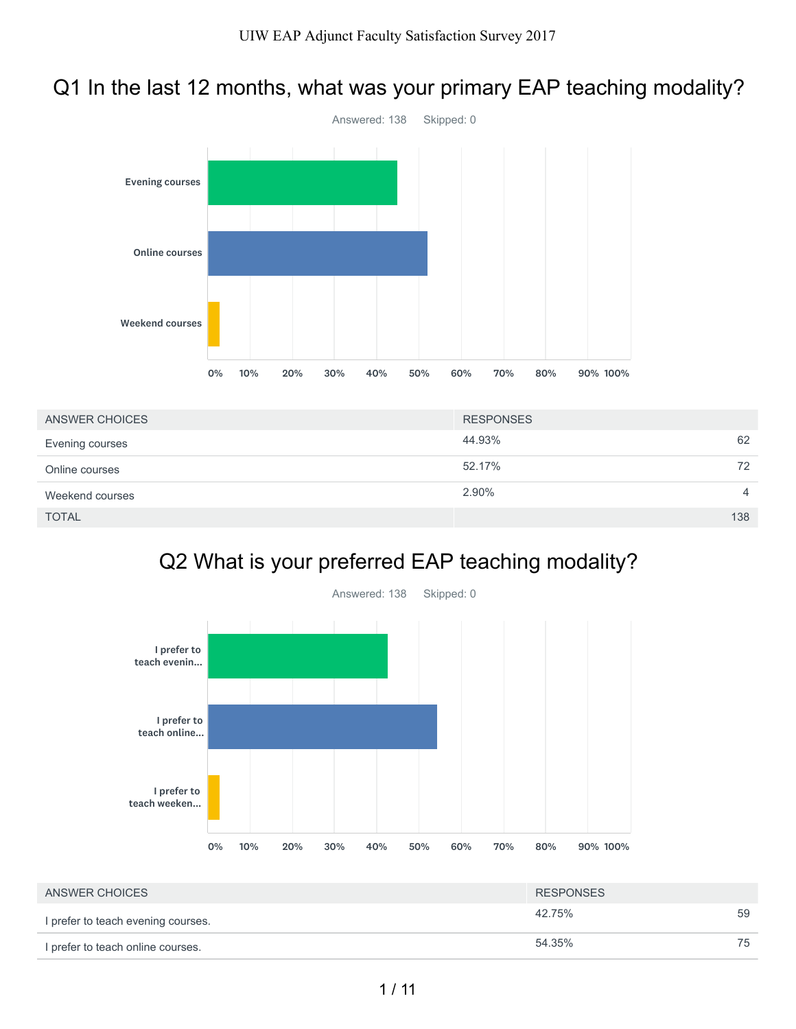UIW EAP Adjunct Faculty Satisfaction Survey 2017

# Q1 In the last 12 months, what was your primary EAP teaching modality?

Answered: 138 Skipped: 0

| ANSWER CHOICES | RESPONSES | |
|---|---|---|
| Evening courses | 44.93% | 62 |
| Online courses | 52.17% | 72 |
| Weekend courses | 2.90% | 4 |
| TOTAL | | 138 |

# Q2 What is your preferred EAP teaching modality?

Answered: 138 Skipped: 0

| ANSWER CHOICES | RESPONSES | |
|---|---|---|
| I prefer to teach evening courses. | 42.75% | 59 |
| I prefer to teach online courses. | 54.35% | 75 |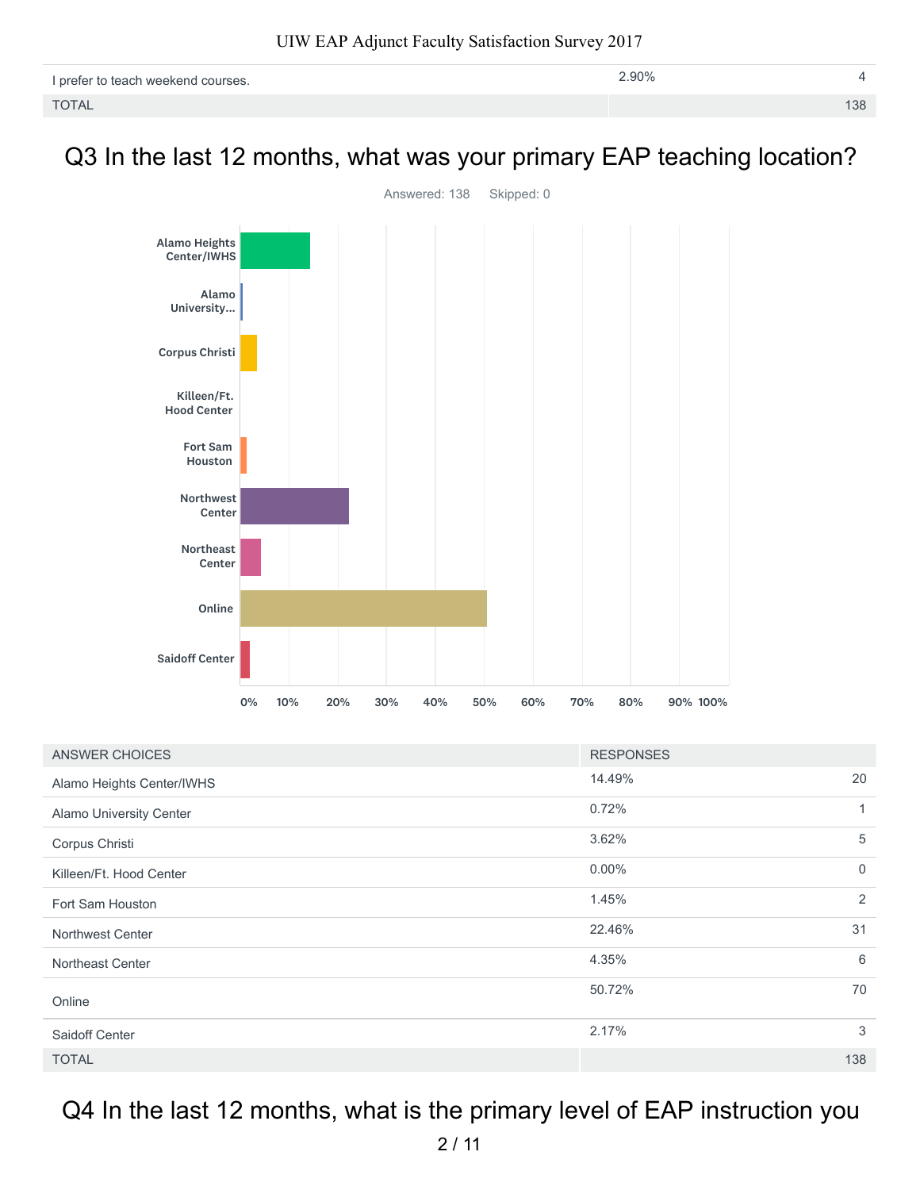| | | |
|---|---|---|
| I prefer to teach weekend courses. | 2.90% | 4 |
| TOTAL | | 138 |

## Q3 In the last 12 months, what was your primary EAP teaching location?

Answered: 138 Skipped: 0

| ANSWER CHOICES | RESPONSES | |
|---|---|---|
| Alamo Heights Center/IWHS | 14.49% | 20 |
| Alamo University Center | 0.72% | 1 |
| Corpus Christi | 3.62% | 5 |
| Killeen/Ft. Hood Center | 0.00% | 0 |
| Fort Sam Houston | 1.45% | 2 |
| Northwest Center | 22.46% | 31 |
| Northeast Center | 4.35% | 6 |
| Online | 50.72% | 70 |
| Saidoff Center | 2.17% | 3 |
| TOTAL | | 138 |

## Q4 In the last 12 months, what is the primary level of EAP instruction you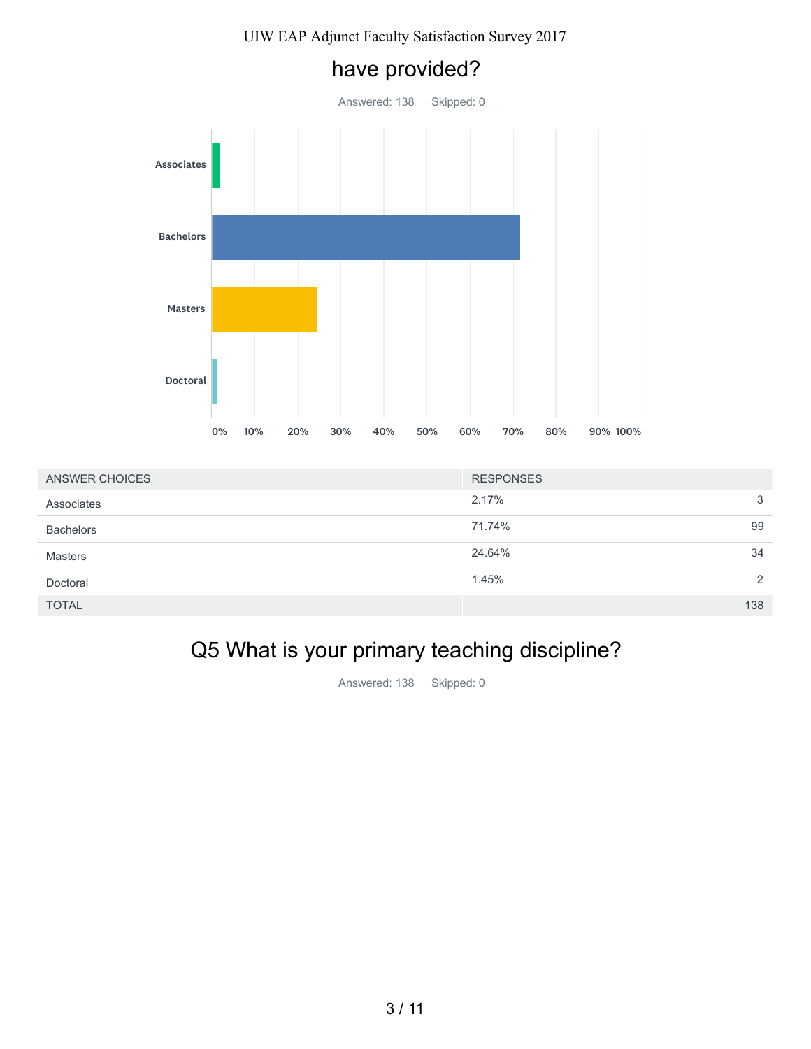## have provided?

Answered: 138    Skipped: 0

| ANSWER CHOICES | RESPONSES | |
|---|---|---|
| Associates | 2.17% | 3 |
| Bachelors | 71.74% | 99 |
| Masters | 24.64% | 34 |
| Doctoral | 1.45% | 2 |
| TOTAL | | 138 |

## Q5 What is your primary teaching discipline?

Answered: 138    Skipped: 0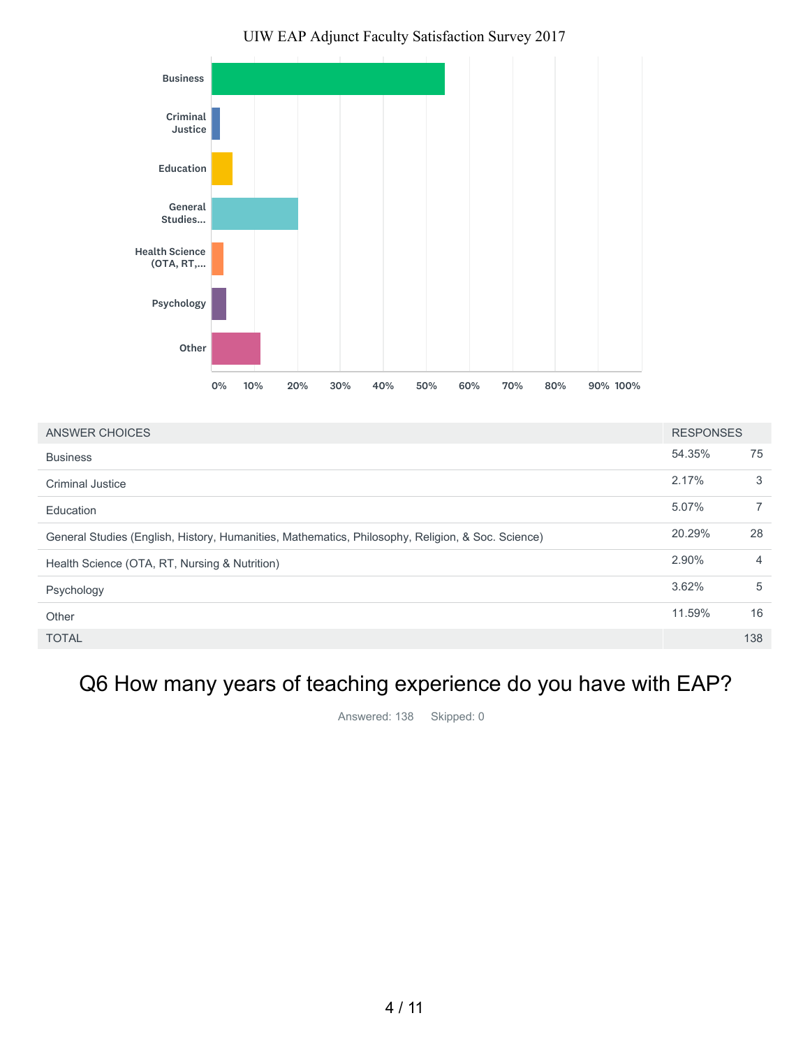UIW EAP Adjunct Faculty Satisfaction Survey 2017

| ANSWER CHOICES | RESPONSES | |
|---|---|---|
| Business | 54.35% | 75 |
| Criminal Justice | 2.17% | 3 |
| Education | 5.07% | 7 |
| General Studies (English, History, Humanities, Mathematics, Philosophy, Religion, & Soc. Science) | 20.29% | 28 |
| Health Science (OTA, RT, Nursing & Nutrition) | 2.90% | 4 |
| Psychology | 3.62% | 5 |
| Other | 11.59% | 16 |
| TOTAL | | 138 |

## Q6 How many years of teaching experience do you have with EAP?

Answered: 138 Skipped: 0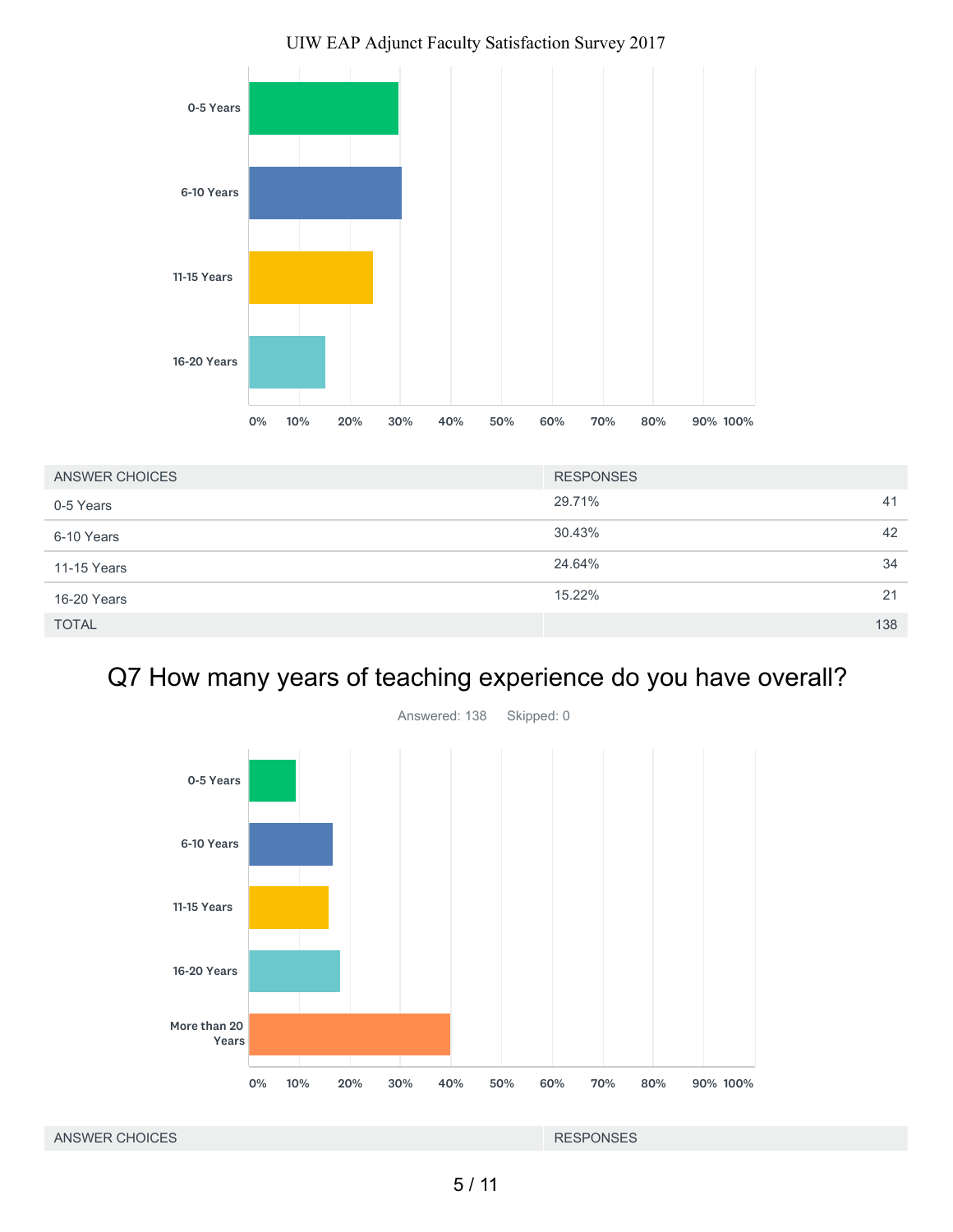| ANSWER CHOICES | RESPONSES | |
|---|---|---|
| 0-5 Years | 29.71% | 41 |
| 6-10 Years | 30.43% | 42 |
| 11-15 Years | 24.64% | 34 |
| 16-20 Years | 15.22% | 21 |
| TOTAL | | 138 |

## Q7 How many years of teaching experience do you have overall?

Answered: 138 Skipped: 0

| ANSWER CHOICES | RESPONSES |
|---|---|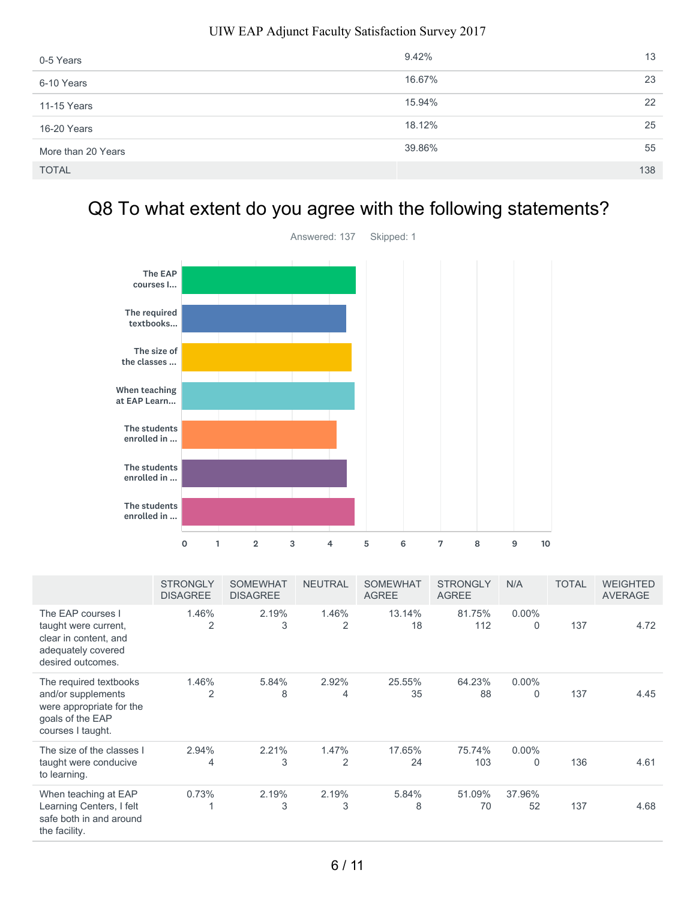| | | |
|---|---|---|
| 0-5 Years | 9.42% | 13 |
| 6-10 Years | 16.67% | 23 |
| 11-15 Years | 15.94% | 22 |
| 16-20 Years | 18.12% | 25 |
| More than 20 Years | 39.86% | 55 |
| TOTAL | | 138 |

## Q8 To what extent do you agree with the following statements?

Answered: 137 Skipped: 1

| | STRONGLY DISAGREE | SOMEWHAT DISAGREE | NEUTRAL | SOMEWHAT AGREE | STRONGLY AGREE | N/A | TOTAL | WEIGHTED AVERAGE |
|---|---|---|---|---|---|---|---|---|
| The EAP courses I taught were current, clear in content, and adequately covered desired outcomes. | 1.46% 2 | 2.19% 3 | 1.46% 2 | 13.14% 18 | 81.75% 112 | 0.00% 0 | 137 | 4.72 |
| The required textbooks and/or supplements were appropriate for the goals of the EAP courses I taught. | 1.46% 2 | 5.84% 8 | 2.92% 4 | 25.55% 35 | 64.23% 88 | 0.00% 0 | 137 | 4.45 |
| The size of the classes I taught were conducive to learning. | 2.94% 4 | 2.21% 3 | 1.47% 2 | 17.65% 24 | 75.74% 103 | 0.00% 0 | 136 | 4.61 |
| When teaching at EAP Learning Centers, I felt safe both in and around the facility. | 0.73% 1 | 2.19% 3 | 2.19% 3 | 5.84% 8 | 51.09% 70 | 37.96% 52 | 137 | 4.68 |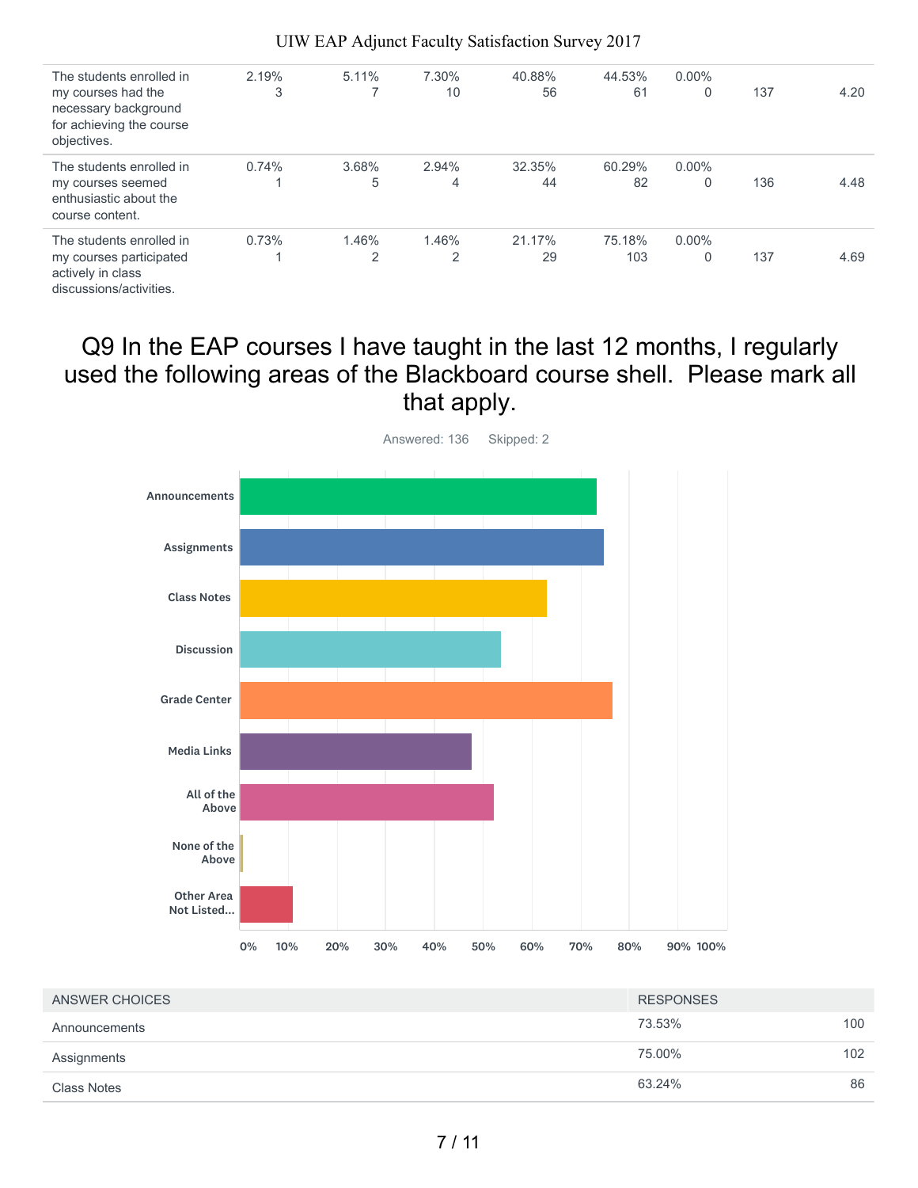| | | | | | | | | |
|---|---|---|---|---|---|---|---|---|
| The students enrolled in my courses had the necessary background for achieving the course objectives. | 2.19% 3 | 5.11% 7 | 7.30% 10 | 40.88% 56 | 44.53% 61 | 0.00% 0 | 137 | 4.20 |
| The students enrolled in my courses seemed enthusiastic about the course content. | 0.74% 1 | 3.68% 5 | 2.94% 4 | 32.35% 44 | 60.29% 82 | 0.00% 0 | 136 | 4.48 |
| The students enrolled in my courses participated actively in class discussions/activities. | 0.73% 1 | 1.46% 2 | 1.46% 2 | 21.17% 29 | 75.18% 103 | 0.00% 0 | 137 | 4.69 |

## Q9 In the EAP courses I have taught in the last 12 months, I regularly used the following areas of the Blackboard course shell. Please mark all that apply.

Answered: 136 Skipped: 2

Announcements, Assignments, Class Notes, Discussion, Grade Center, Media Links, All of the Above, None of the Above, Other Area Not Listed...

0% 10% 20% 30% 40% 50% 60% 70% 80% 90% 100%

| ANSWER CHOICES | RESPONSES | |
|---|---|---|
| Announcements | 73.53% | 100 |
| Assignments | 75.00% | 102 |
| Class Notes | 63.24% | 86 |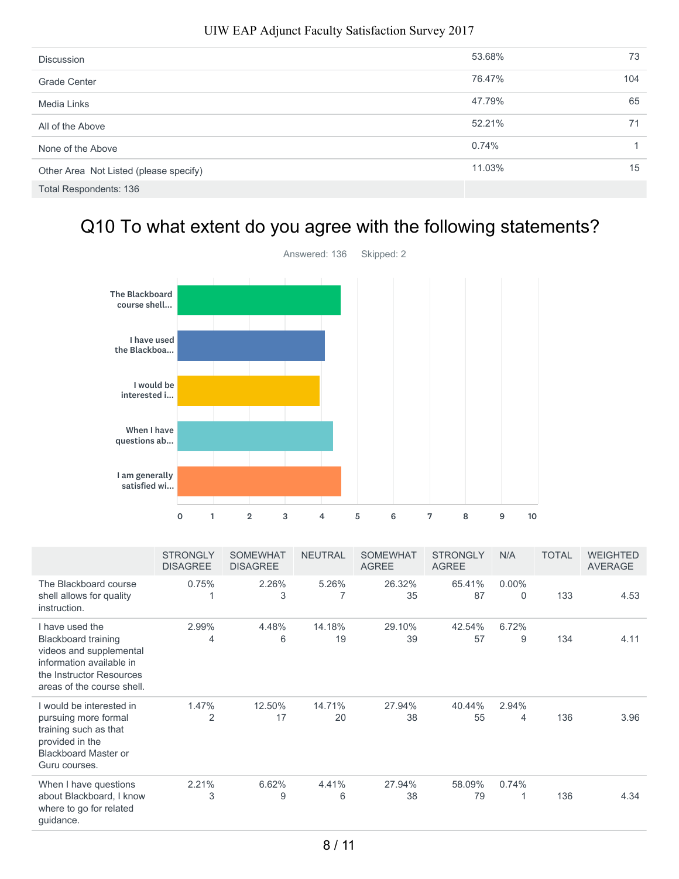| | | |
|---|---|---|
| Discussion | 53.68% | 73 |
| Grade Center | 76.47% | 104 |
| Media Links | 47.79% | 65 |
| All of the Above | 52.21% | 71 |
| None of the Above | 0.74% | 1 |
| Other Area Not Listed (please specify) | 11.03% | 15 |
| Total Respondents: 136 | | |

## Q10 To what extent do you agree with the following statements?

Answered: 136 Skipped: 2

| | STRONGLY DISAGREE | SOMEWHAT DISAGREE | NEUTRAL | SOMEWHAT AGREE | STRONGLY AGREE | N/A | TOTAL | WEIGHTED AVERAGE |
|---|---|---|---|---|---|---|---|---|
| The Blackboard course shell allows for quality instruction. | 0.75% 1 | 2.26% 3 | 5.26% 7 | 26.32% 35 | 65.41% 87 | 0.00% 0 | 133 | 4.53 |
| I have used the Blackboard training videos and supplemental information available in the Instructor Resources areas of the course shell. | 2.99% 4 | 4.48% 6 | 14.18% 19 | 29.10% 39 | 42.54% 57 | 6.72% 9 | 134 | 4.11 |
| I would be interested in pursuing more formal training such as that provided in the Blackboard Master or Guru courses. | 1.47% 2 | 12.50% 17 | 14.71% 20 | 27.94% 38 | 40.44% 55 | 2.94% 4 | 136 | 3.96 |
| When I have questions about Blackboard, I know where to go for related guidance. | 2.21% 3 | 6.62% 9 | 4.41% 6 | 27.94% 38 | 58.09% 79 | 0.74% 1 | 136 | 4.34 |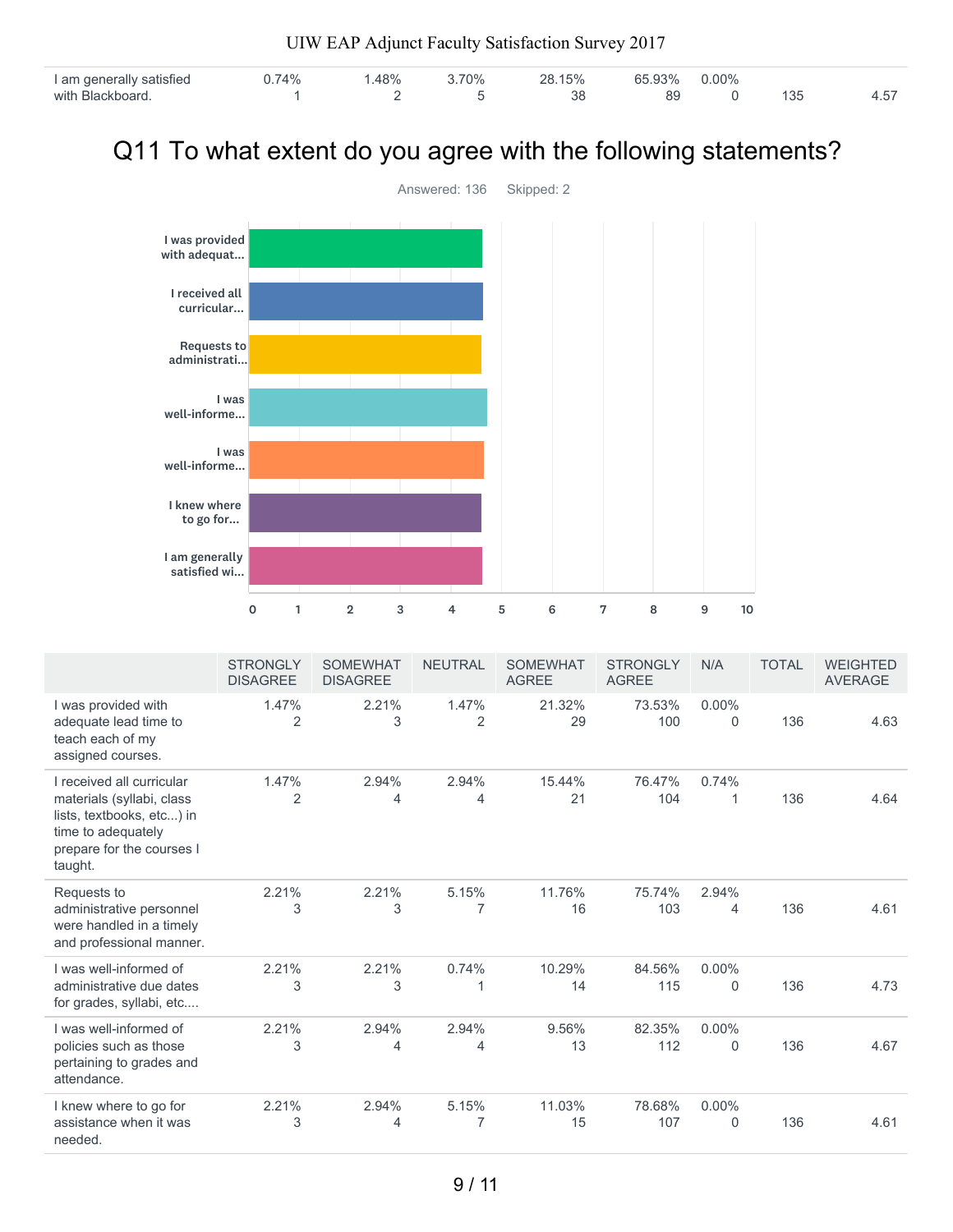| I am generally satisfied with Blackboard. | 0.74% 1 | 1.48% 2 | 3.70% 5 | 28.15% 38 | 65.93% 89 | 0.00% 0 | 135 | 4.57 |
|---|---|---|---|---|---|---|---|---|

## Q11 To what extent do you agree with the following statements?

Answered: 136 Skipped: 2

| | STRONGLY DISAGREE | SOMEWHAT DISAGREE | NEUTRAL | SOMEWHAT AGREE | STRONGLY AGREE | N/A | TOTAL | WEIGHTED AVERAGE |
|---|---|---|---|---|---|---|---|---|
| I was provided with adequate lead time to teach each of my assigned courses. | 1.47% 2 | 2.21% 3 | 1.47% 2 | 21.32% 29 | 73.53% 100 | 0.00% 0 | 136 | 4.63 |
| I received all curricular materials (syllabi, class lists, textbooks, etc...) in time to adequately prepare for the courses I taught. | 1.47% 2 | 2.94% 4 | 2.94% 4 | 15.44% 21 | 76.47% 104 | 0.74% 1 | 136 | 4.64 |
| Requests to administrative personnel were handled in a timely and professional manner. | 2.21% 3 | 2.21% 3 | 5.15% 7 | 11.76% 16 | 75.74% 103 | 2.94% 4 | 136 | 4.61 |
| I was well-informed of administrative due dates for grades, syllabi, etc.... | 2.21% 3 | 2.21% 3 | 0.74% 1 | 10.29% 14 | 84.56% 115 | 0.00% 0 | 136 | 4.73 |
| I was well-informed of policies such as those pertaining to grades and attendance. | 2.21% 3 | 2.94% 4 | 2.94% 4 | 9.56% 13 | 82.35% 112 | 0.00% 0 | 136 | 4.67 |
| I knew where to go for assistance when it was needed. | 2.21% 3 | 2.94% 4 | 5.15% 7 | 11.03% 15 | 78.68% 107 | 0.00% 0 | 136 | 4.61 |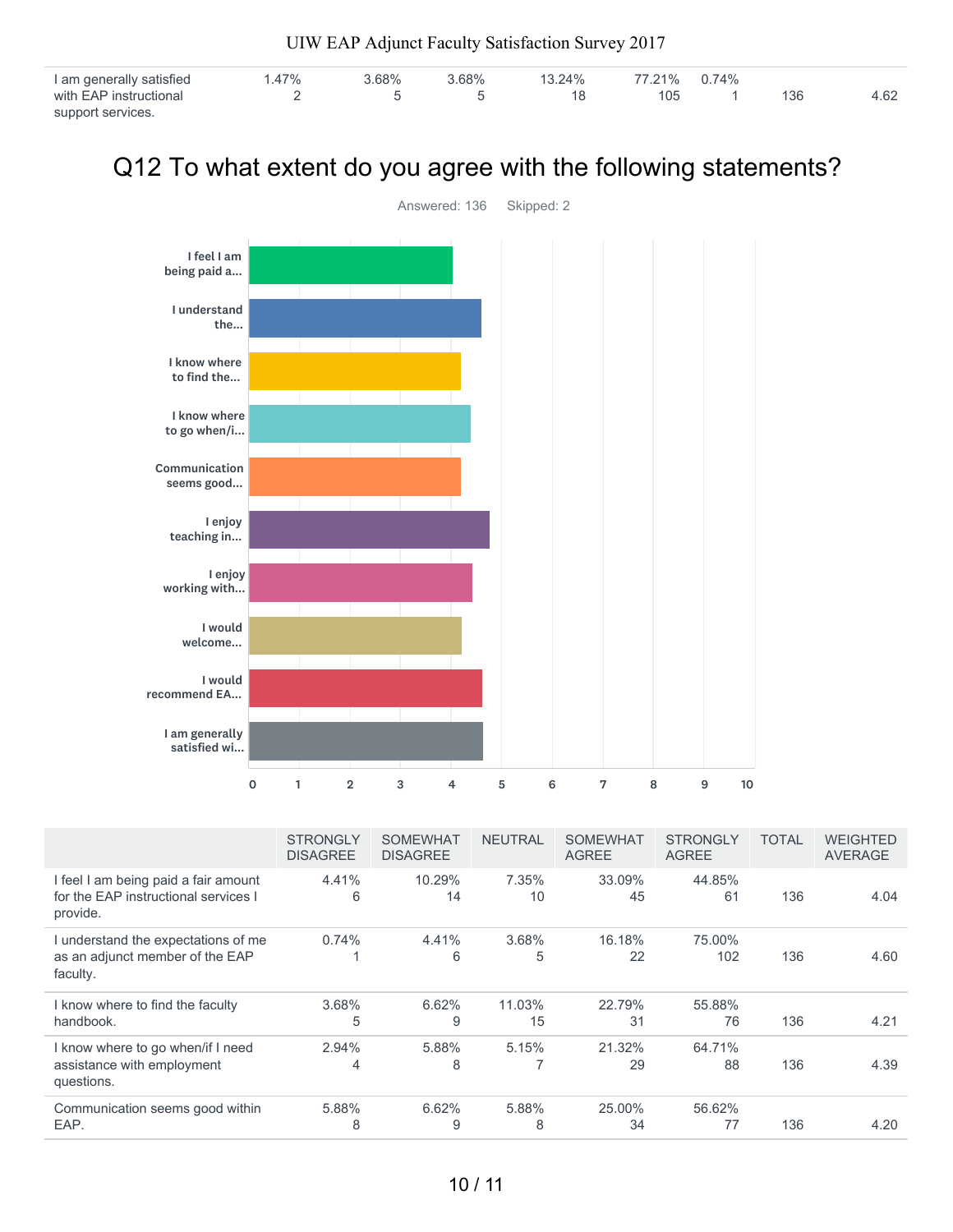| I am generally satisfied with EAP instructional support services. | 1.47% 2 | 3.68% 5 | 3.68% 5 | 13.24% 18 | 77.21% 105 | 0.74% 1 | 136 | 4.62 |
|---|---|---|---|---|---|---|---|---|

## Q12 To what extent do you agree with the following statements?

Answered: 136 Skipped: 2

| | STRONGLY DISAGREE | SOMEWHAT DISAGREE | NEUTRAL | SOMEWHAT AGREE | STRONGLY AGREE | TOTAL | WEIGHTED AVERAGE |
|---|---|---|---|---|---|---|---|
| I feel I am being paid a fair amount for the EAP instructional services I provide. | 4.41% 6 | 10.29% 14 | 7.35% 10 | 33.09% 45 | 44.85% 61 | 136 | 4.04 |
| I understand the expectations of me as an adjunct member of the EAP faculty. | 0.74% 1 | 4.41% 6 | 3.68% 5 | 16.18% 22 | 75.00% 102 | 136 | 4.60 |
| I know where to find the faculty handbook. | 3.68% 5 | 6.62% 9 | 11.03% 15 | 22.79% 31 | 55.88% 76 | 136 | 4.21 |
| I know where to go when/if I need assistance with employment questions. | 2.94% 4 | 5.88% 8 | 5.15% 7 | 21.32% 29 | 64.71% 88 | 136 | 4.39 |
| Communication seems good within EAP. | 5.88% 8 | 6.62% 9 | 5.88% 8 | 25.00% 34 | 56.62% 77 | 136 | 4.20 |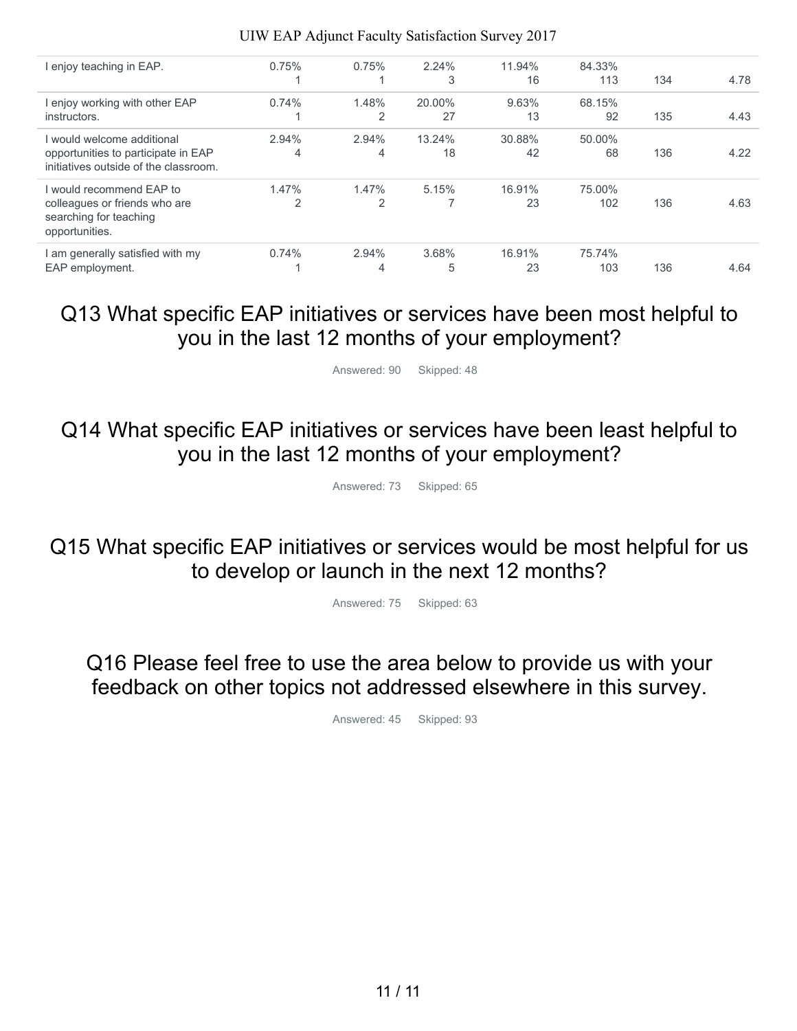| | | | | | | | |
|---|---|---|---|---|---|---|---|
| I enjoy teaching in EAP. | 0.75%<br>1 | 0.75%<br>1 | 2.24%<br>3 | 11.94%<br>16 | 84.33%<br>113 | 134 | 4.78 |
| I enjoy working with other EAP instructors. | 0.74%<br>1 | 1.48%<br>2 | 20.00%<br>27 | 9.63%<br>13 | 68.15%<br>92 | 135 | 4.43 |
| I would welcome additional opportunities to participate in EAP initiatives outside of the classroom. | 2.94%<br>4 | 2.94%<br>4 | 13.24%<br>18 | 30.88%<br>42 | 50.00%<br>68 | 136 | 4.22 |
| I would recommend EAP to colleagues or friends who are searching for teaching opportunities. | 1.47%<br>2 | 1.47%<br>2 | 5.15%<br>7 | 16.91%<br>23 | 75.00%<br>102 | 136 | 4.63 |
| I am generally satisfied with my EAP employment. | 0.74%<br>1 | 2.94%<br>4 | 3.68%<br>5 | 16.91%<br>23 | 75.74%<br>103 | 136 | 4.64 |

## Q13 What specific EAP initiatives or services have been most helpful to you in the last 12 months of your employment?

Answered: 90 Skipped: 48

## Q14 What specific EAP initiatives or services have been least helpful to you in the last 12 months of your employment?

Answered: 73 Skipped: 65

## Q15 What specific EAP initiatives or services would be most helpful for us to develop or launch in the next 12 months?

Answered: 75 Skipped: 63

## Q16 Please feel free to use the area below to provide us with your feedback on other topics not addressed elsewhere in this survey.

Answered: 45 Skipped: 93